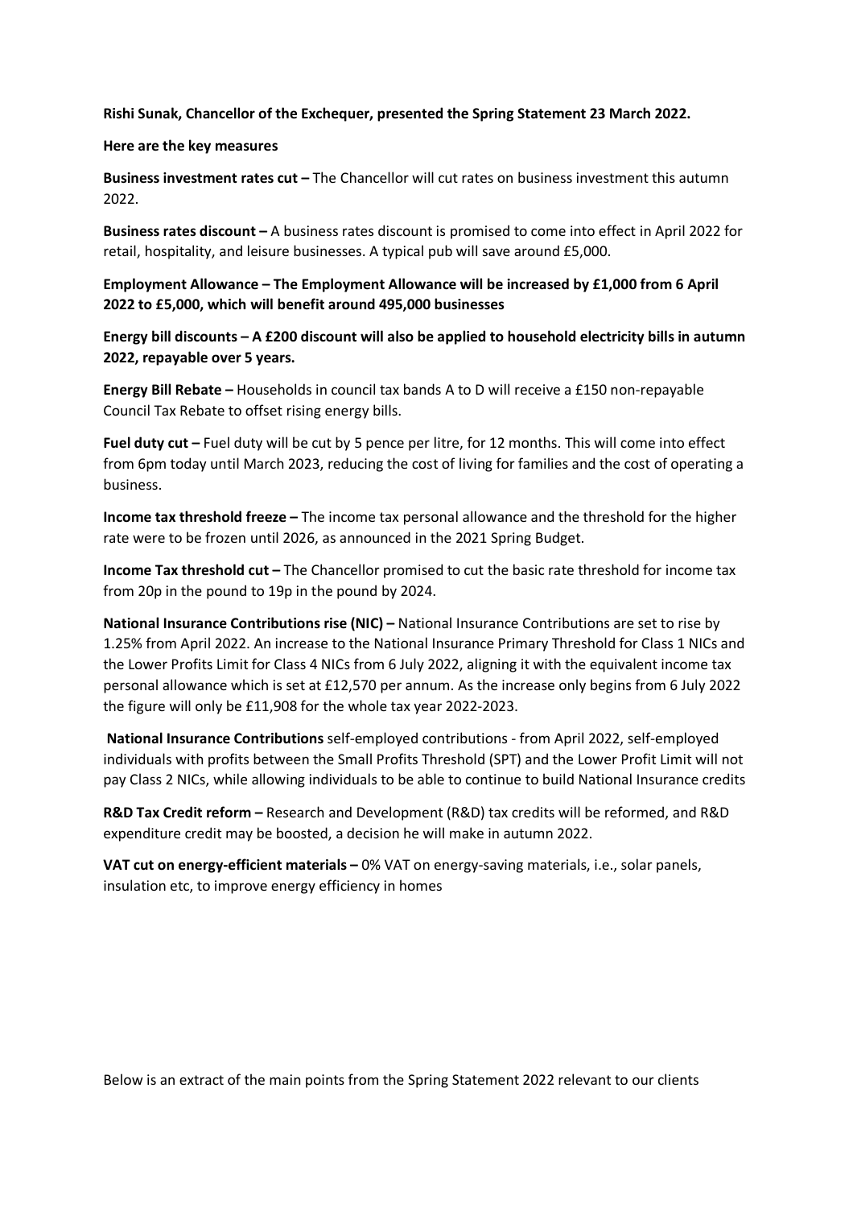**Rishi Sunak, Chancellor of the Exchequer, presented the Spring Statement 23 March 2022.**

**Here are the key measures**

**Business investment rates cut –** The Chancellor will cut rates on business investment this autumn 2022.

**Business rates discount –** A business rates discount is promised to come into effect in April 2022 for retail, hospitality, and leisure businesses. A typical pub will save around £5,000.

**Employment Allowance – The Employment Allowance will be increased by £1,000 from 6 April 2022 to £5,000, which will benefit around 495,000 businesses**

**Energy bill discounts – A £200 discount will also be applied to household electricity bills in autumn 2022, repayable over 5 years.**

**Energy Bill Rebate –** Households in council tax bands A to D will receive a £150 non-repayable Council Tax Rebate to offset rising energy bills.

**Fuel duty cut –** Fuel duty will be cut by 5 pence per litre, for 12 months. This will come into effect from 6pm today until March 2023, reducing the cost of living for families and the cost of operating a business.

**Income tax threshold freeze –** The income tax personal allowance and the threshold for the higher rate were to be frozen until 2026, as announced in the 2021 Spring Budget.

**Income Tax threshold cut –** The Chancellor promised to cut the basic rate threshold for income tax from 20p in the pound to 19p in the pound by 2024.

**National Insurance Contributions rise (NIC) –** National Insurance Contributions are set to rise by 1.25% from April 2022. An increase to the National Insurance Primary Threshold for Class 1 NICs and the Lower Profits Limit for Class 4 NICs from 6 July 2022, aligning it with the equivalent income tax personal allowance which is set at £12,570 per annum. As the increase only begins from 6 July 2022 the figure will only be £11,908 for the whole tax year 2022-2023.

**National Insurance Contributions** self-employed contributions - from April 2022, self-employed individuals with profits between the Small Profits Threshold (SPT) and the Lower Profit Limit will not pay Class 2 NICs, while allowing individuals to be able to continue to build National Insurance credits

**R&D Tax Credit reform –** Research and Development (R&D) tax credits will be reformed, and R&D expenditure credit may be boosted, a decision he will make in autumn 2022.

**VAT cut on energy-efficient materials –** 0% VAT on energy-saving materials, i.e., solar panels, insulation etc, to improve energy efficiency in homes

Below is an extract of the main points from the Spring Statement 2022 relevant to our clients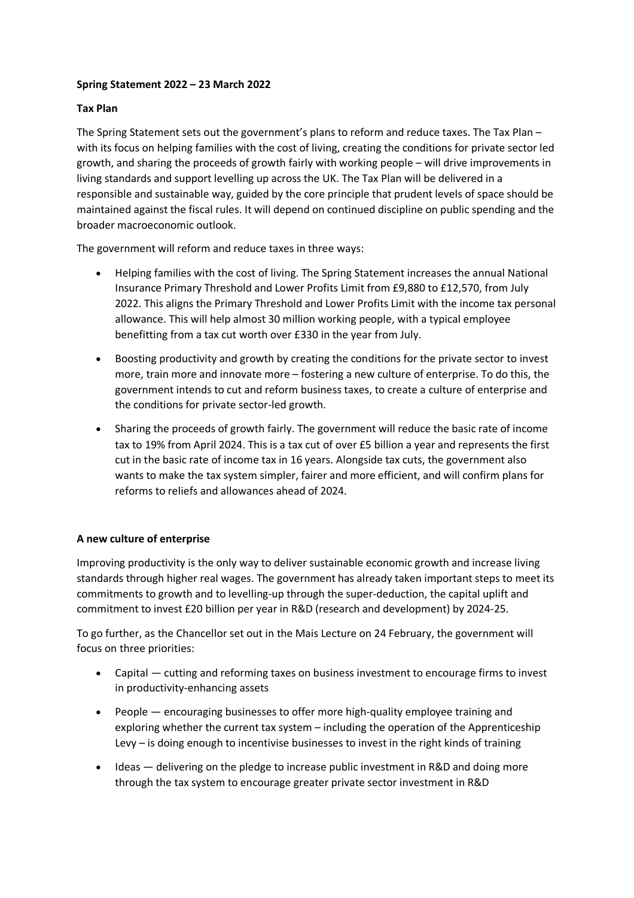**Spring Statement 2022 – 23 March 2022**

**Tax Plan**

The Spring Statement sets out the government's plans to reform and reduce taxes. The Tax Plan – with its focus on helping families with the cost of living, creating the conditions for private sector led growth, and sharing the proceeds of growth fairly with working people – will drive improvements in living standards and support levelling up across the UK. The Tax Plan will be delivered in a responsible and sustainable way, guided by the core principle that prudent levels of space should be maintained against the fiscal rules. It will depend on continued discipline on public spending and the broader macroeconomic outlook.

The government will reform and reduce taxes in three ways:

- Helping families with the cost of living. The Spring Statement increases the annual National Insurance Primary Threshold and Lower Profits Limit from £9,880 to £12,570, from July 2022. This aligns the Primary Threshold and Lower Profits Limit with the income tax personal allowance. This will help almost 30 million working people, with a typical employee benefitting from a tax cut worth over £330 in the year from July.
- Boosting productivity and growth by creating the conditions for the private sector to invest more, train more and innovate more – fostering a new culture of enterprise. To do this, the government intends to cut and reform business taxes, to create a culture of enterprise and the conditions for private sector-led growth.
- Sharing the proceeds of growth fairly. The government will reduce the basic rate of income tax to 19% from April 2024. This is a tax cut of over £5 billion a year and represents the first cut in the basic rate of income tax in 16 years. Alongside tax cuts, the government also wants to make the tax system simpler, fairer and more efficient, and will confirm plans for reforms to reliefs and allowances ahead of 2024.

**A new culture of enterprise**

Improving productivity is the only way to deliver sustainable economic growth and increase living standards through higher real wages. The government has already taken important steps to meet its commitments to growth and to levelling-up through the super-deduction, the capital uplift and commitment to invest £20 billion per year in R&D (research and development) by 2024-25.

To go further, as the Chancellor set out in the Mais Lecture on 24 February, the government will focus on three priorities:

- Capital — cutting and reforming taxes on business investment to encourage firms to invest in productivity-enhancing assets
- People — encouraging businesses to offer more high-quality employee training and exploring whether the current tax system – including the operation of the Apprenticeship Levy – is doing enough to incentivise businesses to invest in the right kinds of training
- Ideas — delivering on the pledge to increase public investment in R&D and doing more through the tax system to encourage greater private sector investment in R&D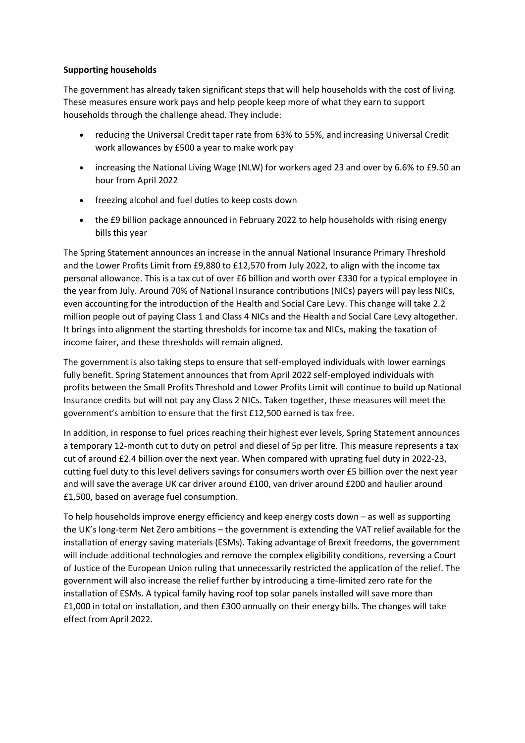**Supporting households**

The government has already taken significant steps that will help households with the cost of living. These measures ensure work pays and help people keep more of what they earn to support households through the challenge ahead. They include:

- reducing the Universal Credit taper rate from 63% to 55%, and increasing Universal Credit work allowances by £500 a year to make work pay
- increasing the National Living Wage (NLW) for workers aged 23 and over by 6.6% to £9.50 an hour from April 2022
- freezing alcohol and fuel duties to keep costs down
- the £9 billion package announced in February 2022 to help households with rising energy bills this year

The Spring Statement announces an increase in the annual National Insurance Primary Threshold and the Lower Profits Limit from £9,880 to £12,570 from July 2022, to align with the income tax personal allowance. This is a tax cut of over £6 billion and worth over £330 for a typical employee in the year from July. Around 70% of National Insurance contributions (NICs) payers will pay less NICs, even accounting for the introduction of the Health and Social Care Levy. This change will take 2.2 million people out of paying Class 1 and Class 4 NICs and the Health and Social Care Levy altogether. It brings into alignment the starting thresholds for income tax and NICs, making the taxation of income fairer, and these thresholds will remain aligned.

The government is also taking steps to ensure that self-employed individuals with lower earnings fully benefit. Spring Statement announces that from April 2022 self-employed individuals with profits between the Small Profits Threshold and Lower Profits Limit will continue to build up National Insurance credits but will not pay any Class 2 NICs. Taken together, these measures will meet the government's ambition to ensure that the first £12,500 earned is tax free.

In addition, in response to fuel prices reaching their highest ever levels, Spring Statement announces a temporary 12-month cut to duty on petrol and diesel of 5p per litre. This measure represents a tax cut of around £2.4 billion over the next year. When compared with uprating fuel duty in 2022-23, cutting fuel duty to this level delivers savings for consumers worth over £5 billion over the next year and will save the average UK car driver around £100, van driver around £200 and haulier around £1,500, based on average fuel consumption.

To help households improve energy efficiency and keep energy costs down – as well as supporting the UK's long-term Net Zero ambitions – the government is extending the VAT relief available for the installation of energy saving materials (ESMs). Taking advantage of Brexit freedoms, the government will include additional technologies and remove the complex eligibility conditions, reversing a Court of Justice of the European Union ruling that unnecessarily restricted the application of the relief. The government will also increase the relief further by introducing a time-limited zero rate for the installation of ESMs. A typical family having roof top solar panels installed will save more than £1,000 in total on installation, and then £300 annually on their energy bills. The changes will take effect from April 2022.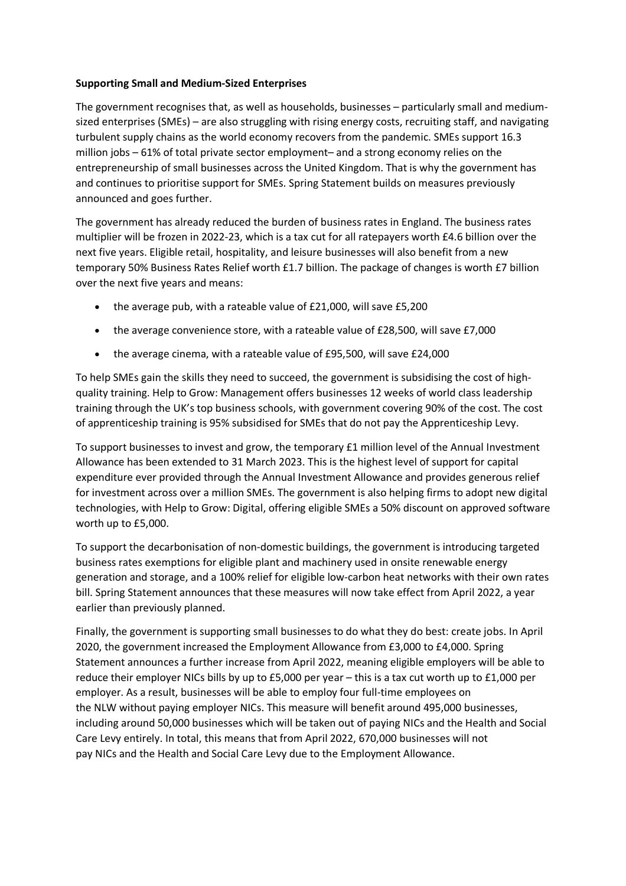**Supporting Small and Medium-Sized Enterprises**

The government recognises that, as well as households, businesses – particularly small and medium-sized enterprises (SMEs) – are also struggling with rising energy costs, recruiting staff, and navigating turbulent supply chains as the world economy recovers from the pandemic. SMEs support 16.3 million jobs – 61% of total private sector employment– and a strong economy relies on the entrepreneurship of small businesses across the United Kingdom. That is why the government has and continues to prioritise support for SMEs. Spring Statement builds on measures previously announced and goes further.

The government has already reduced the burden of business rates in England. The business rates multiplier will be frozen in 2022-23, which is a tax cut for all ratepayers worth £4.6 billion over the next five years. Eligible retail, hospitality, and leisure businesses will also benefit from a new temporary 50% Business Rates Relief worth £1.7 billion. The package of changes is worth £7 billion over the next five years and means:

- the average pub, with a rateable value of £21,000, will save £5,200
- the average convenience store, with a rateable value of £28,500, will save £7,000
- the average cinema, with a rateable value of £95,500, will save £24,000

To help SMEs gain the skills they need to succeed, the government is subsidising the cost of high-quality training. Help to Grow: Management offers businesses 12 weeks of world class leadership training through the UK's top business schools, with government covering 90% of the cost. The cost of apprenticeship training is 95% subsidised for SMEs that do not pay the Apprenticeship Levy.

To support businesses to invest and grow, the temporary £1 million level of the Annual Investment Allowance has been extended to 31 March 2023. This is the highest level of support for capital expenditure ever provided through the Annual Investment Allowance and provides generous relief for investment across over a million SMEs. The government is also helping firms to adopt new digital technologies, with Help to Grow: Digital, offering eligible SMEs a 50% discount on approved software worth up to £5,000.

To support the decarbonisation of non-domestic buildings, the government is introducing targeted business rates exemptions for eligible plant and machinery used in onsite renewable energy generation and storage, and a 100% relief for eligible low-carbon heat networks with their own rates bill. Spring Statement announces that these measures will now take effect from April 2022, a year earlier than previously planned.

Finally, the government is supporting small businesses to do what they do best: create jobs. In April 2020, the government increased the Employment Allowance from £3,000 to £4,000. Spring Statement announces a further increase from April 2022, meaning eligible employers will be able to reduce their employer NICs bills by up to £5,000 per year – this is a tax cut worth up to £1,000 per employer. As a result, businesses will be able to employ four full-time employees on the NLW without paying employer NICs. This measure will benefit around 495,000 businesses, including around 50,000 businesses which will be taken out of paying NICs and the Health and Social Care Levy entirely. In total, this means that from April 2022, 670,000 businesses will not pay NICs and the Health and Social Care Levy due to the Employment Allowance.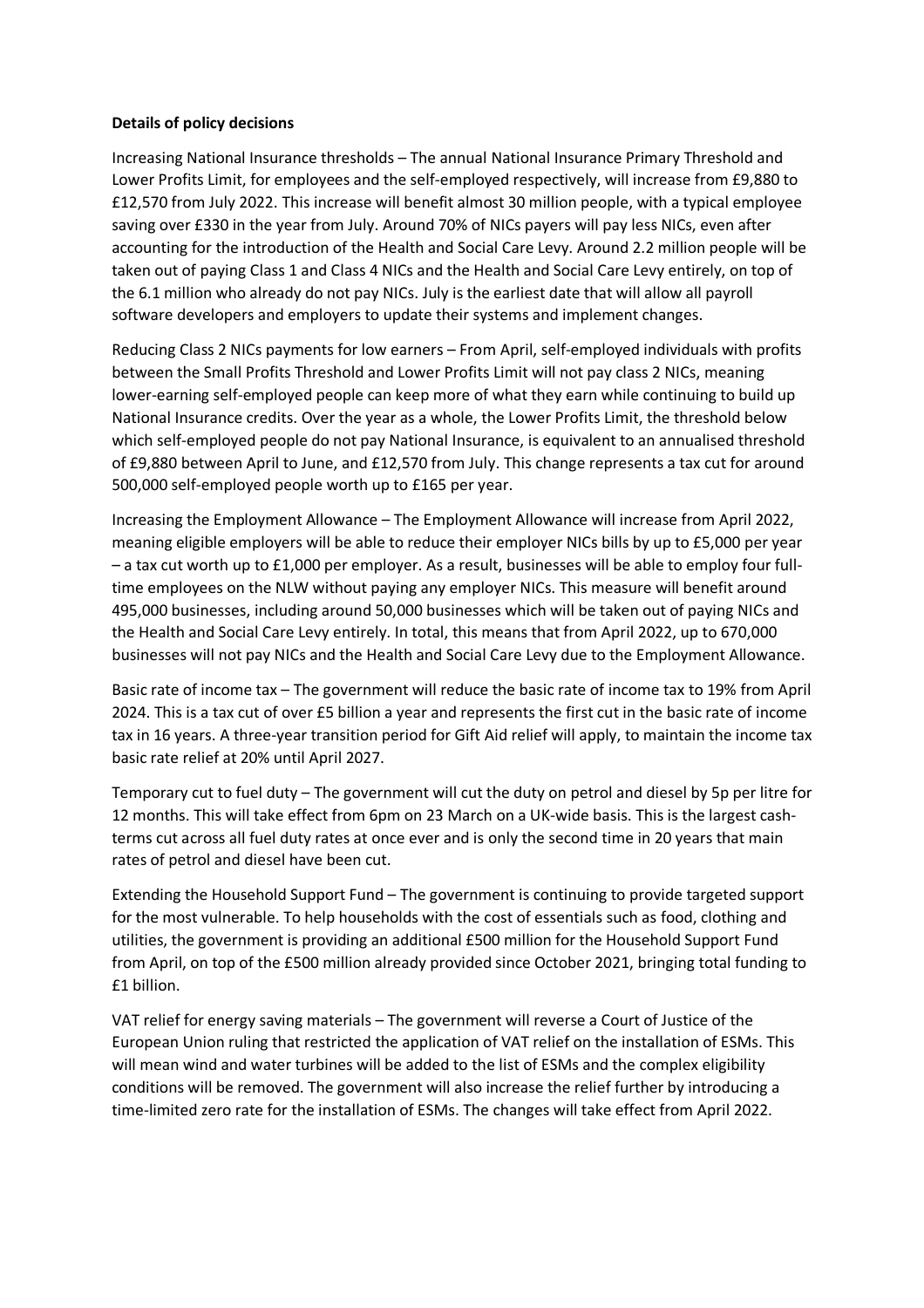**Details of policy decisions**

Increasing National Insurance thresholds – The annual National Insurance Primary Threshold and Lower Profits Limit, for employees and the self-employed respectively, will increase from £9,880 to £12,570 from July 2022. This increase will benefit almost 30 million people, with a typical employee saving over £330 in the year from July. Around 70% of NICs payers will pay less NICs, even after accounting for the introduction of the Health and Social Care Levy. Around 2.2 million people will be taken out of paying Class 1 and Class 4 NICs and the Health and Social Care Levy entirely, on top of the 6.1 million who already do not pay NICs. July is the earliest date that will allow all payroll software developers and employers to update their systems and implement changes.

Reducing Class 2 NICs payments for low earners – From April, self-employed individuals with profits between the Small Profits Threshold and Lower Profits Limit will not pay class 2 NICs, meaning lower-earning self-employed people can keep more of what they earn while continuing to build up National Insurance credits. Over the year as a whole, the Lower Profits Limit, the threshold below which self-employed people do not pay National Insurance, is equivalent to an annualised threshold of £9,880 between April to June, and £12,570 from July. This change represents a tax cut for around 500,000 self-employed people worth up to £165 per year.

Increasing the Employment Allowance – The Employment Allowance will increase from April 2022, meaning eligible employers will be able to reduce their employer NICs bills by up to £5,000 per year – a tax cut worth up to £1,000 per employer. As a result, businesses will be able to employ four full-time employees on the NLW without paying any employer NICs. This measure will benefit around 495,000 businesses, including around 50,000 businesses which will be taken out of paying NICs and the Health and Social Care Levy entirely. In total, this means that from April 2022, up to 670,000 businesses will not pay NICs and the Health and Social Care Levy due to the Employment Allowance.

Basic rate of income tax – The government will reduce the basic rate of income tax to 19% from April 2024. This is a tax cut of over £5 billion a year and represents the first cut in the basic rate of income tax in 16 years. A three-year transition period for Gift Aid relief will apply, to maintain the income tax basic rate relief at 20% until April 2027.

Temporary cut to fuel duty – The government will cut the duty on petrol and diesel by 5p per litre for 12 months. This will take effect from 6pm on 23 March on a UK-wide basis. This is the largest cash-terms cut across all fuel duty rates at once ever and is only the second time in 20 years that main rates of petrol and diesel have been cut.

Extending the Household Support Fund – The government is continuing to provide targeted support for the most vulnerable. To help households with the cost of essentials such as food, clothing and utilities, the government is providing an additional £500 million for the Household Support Fund from April, on top of the £500 million already provided since October 2021, bringing total funding to £1 billion.

VAT relief for energy saving materials – The government will reverse a Court of Justice of the European Union ruling that restricted the application of VAT relief on the installation of ESMs. This will mean wind and water turbines will be added to the list of ESMs and the complex eligibility conditions will be removed. The government will also increase the relief further by introducing a time-limited zero rate for the installation of ESMs. The changes will take effect from April 2022.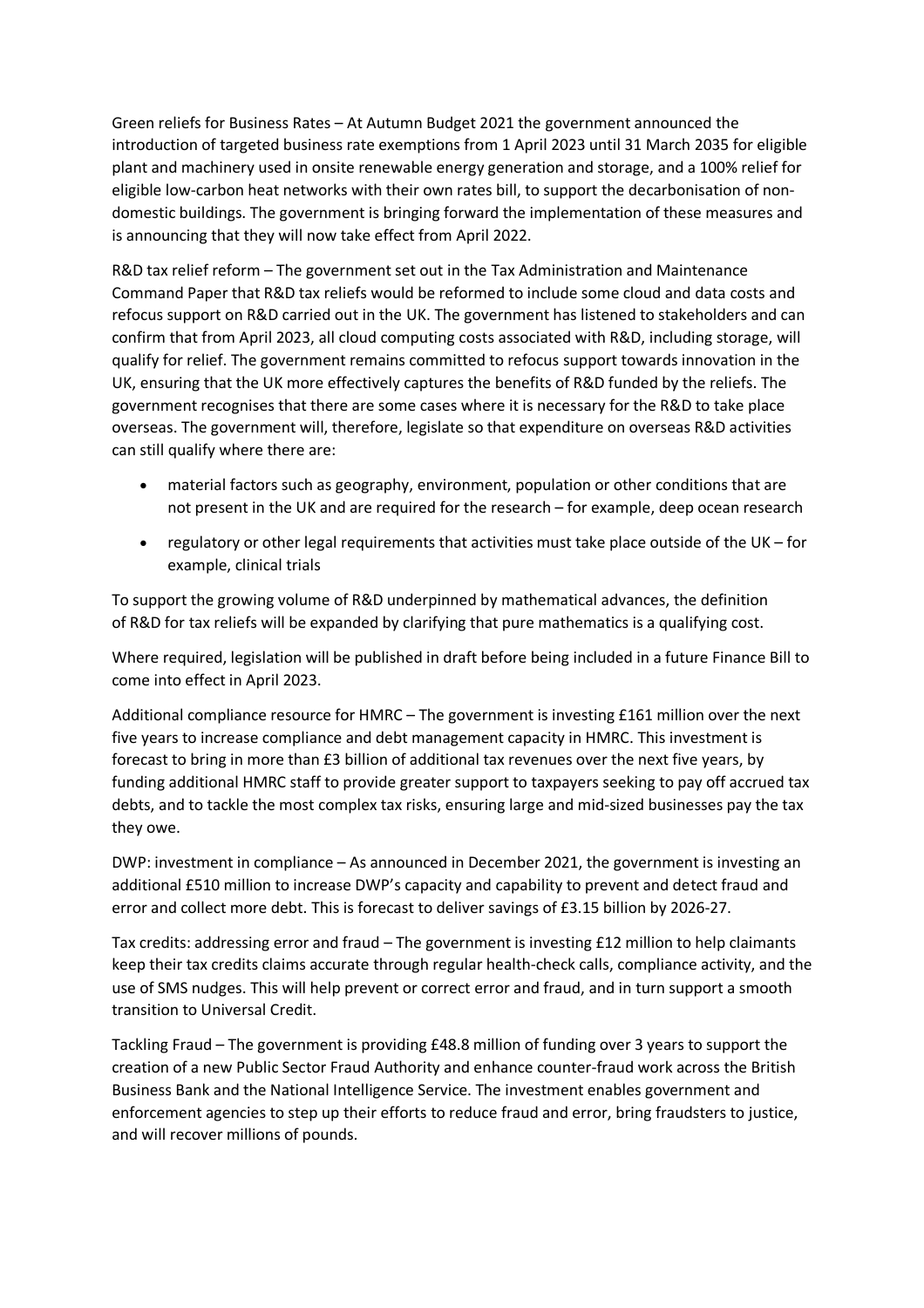Green reliefs for Business Rates – At Autumn Budget 2021 the government announced the introduction of targeted business rate exemptions from 1 April 2023 until 31 March 2035 for eligible plant and machinery used in onsite renewable energy generation and storage, and a 100% relief for eligible low-carbon heat networks with their own rates bill, to support the decarbonisation of non-domestic buildings. The government is bringing forward the implementation of these measures and is announcing that they will now take effect from April 2022.

R&D tax relief reform – The government set out in the Tax Administration and Maintenance Command Paper that R&D tax reliefs would be reformed to include some cloud and data costs and refocus support on R&D carried out in the UK. The government has listened to stakeholders and can confirm that from April 2023, all cloud computing costs associated with R&D, including storage, will qualify for relief. The government remains committed to refocus support towards innovation in the UK, ensuring that the UK more effectively captures the benefits of R&D funded by the reliefs. The government recognises that there are some cases where it is necessary for the R&D to take place overseas. The government will, therefore, legislate so that expenditure on overseas R&D activities can still qualify where there are:

- material factors such as geography, environment, population or other conditions that are not present in the UK and are required for the research – for example, deep ocean research
- regulatory or other legal requirements that activities must take place outside of the UK – for example, clinical trials

To support the growing volume of R&D underpinned by mathematical advances, the definition of R&D for tax reliefs will be expanded by clarifying that pure mathematics is a qualifying cost.

Where required, legislation will be published in draft before being included in a future Finance Bill to come into effect in April 2023.

Additional compliance resource for HMRC – The government is investing £161 million over the next five years to increase compliance and debt management capacity in HMRC. This investment is forecast to bring in more than £3 billion of additional tax revenues over the next five years, by funding additional HMRC staff to provide greater support to taxpayers seeking to pay off accrued tax debts, and to tackle the most complex tax risks, ensuring large and mid-sized businesses pay the tax they owe.

DWP: investment in compliance – As announced in December 2021, the government is investing an additional £510 million to increase DWP's capacity and capability to prevent and detect fraud and error and collect more debt. This is forecast to deliver savings of £3.15 billion by 2026-27.

Tax credits: addressing error and fraud – The government is investing £12 million to help claimants keep their tax credits claims accurate through regular health-check calls, compliance activity, and the use of SMS nudges. This will help prevent or correct error and fraud, and in turn support a smooth transition to Universal Credit.

Tackling Fraud – The government is providing £48.8 million of funding over 3 years to support the creation of a new Public Sector Fraud Authority and enhance counter-fraud work across the British Business Bank and the National Intelligence Service. The investment enables government and enforcement agencies to step up their efforts to reduce fraud and error, bring fraudsters to justice, and will recover millions of pounds.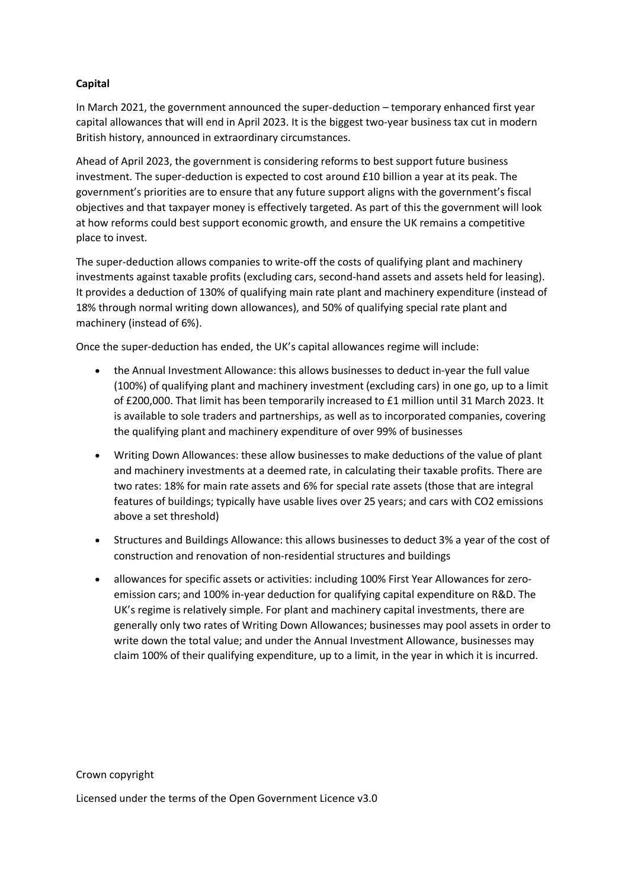**Capital**

In March 2021, the government announced the super-deduction – temporary enhanced first year capital allowances that will end in April 2023. It is the biggest two-year business tax cut in modern British history, announced in extraordinary circumstances.

Ahead of April 2023, the government is considering reforms to best support future business investment. The super-deduction is expected to cost around £10 billion a year at its peak. The government's priorities are to ensure that any future support aligns with the government's fiscal objectives and that taxpayer money is effectively targeted. As part of this the government will look at how reforms could best support economic growth, and ensure the UK remains a competitive place to invest.

The super-deduction allows companies to write-off the costs of qualifying plant and machinery investments against taxable profits (excluding cars, second-hand assets and assets held for leasing). It provides a deduction of 130% of qualifying main rate plant and machinery expenditure (instead of 18% through normal writing down allowances), and 50% of qualifying special rate plant and machinery (instead of 6%).

Once the super-deduction has ended, the UK's capital allowances regime will include:

- the Annual Investment Allowance: this allows businesses to deduct in-year the full value (100%) of qualifying plant and machinery investment (excluding cars) in one go, up to a limit of £200,000. That limit has been temporarily increased to £1 million until 31 March 2023. It is available to sole traders and partnerships, as well as to incorporated companies, covering the qualifying plant and machinery expenditure of over 99% of businesses
- Writing Down Allowances: these allow businesses to make deductions of the value of plant and machinery investments at a deemed rate, in calculating their taxable profits. There are two rates: 18% for main rate assets and 6% for special rate assets (those that are integral features of buildings; typically have usable lives over 25 years; and cars with $CO_2$ emissions above a set threshold)
- Structures and Buildings Allowance: this allows businesses to deduct 3% a year of the cost of construction and renovation of non-residential structures and buildings
- allowances for specific assets or activities: including 100% First Year Allowances for zero-emission cars; and 100% in-year deduction for qualifying capital expenditure on R&D. The UK's regime is relatively simple. For plant and machinery capital investments, there are generally only two rates of Writing Down Allowances; businesses may pool assets in order to write down the total value; and under the Annual Investment Allowance, businesses may claim 100% of their qualifying expenditure, up to a limit, in the year in which it is incurred.

Crown copyright

Licensed under the terms of the Open Government Licence v3.0